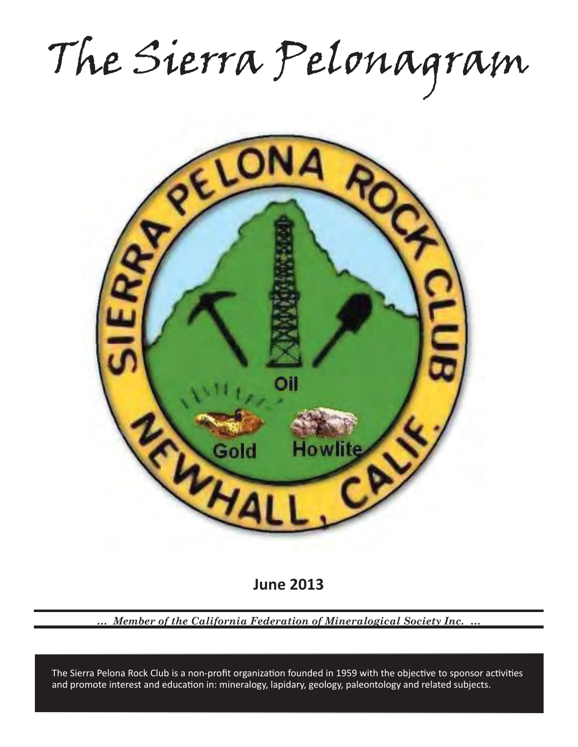# The Sierra Pelonagram

SIERRA PELONA ROCK CLUB

Oil

Gold Howlite

NEWHALL, CALIF.

**June 2013**

*... Member of the California Federation of Mineralogical Society Inc. ...*

The Sierra Pelona Rock Club is a non-profit organization founded in 1959 with the objective to sponsor activities and promote interest and education in: mineralogy, lapidary, geology, paleontology and related subjects.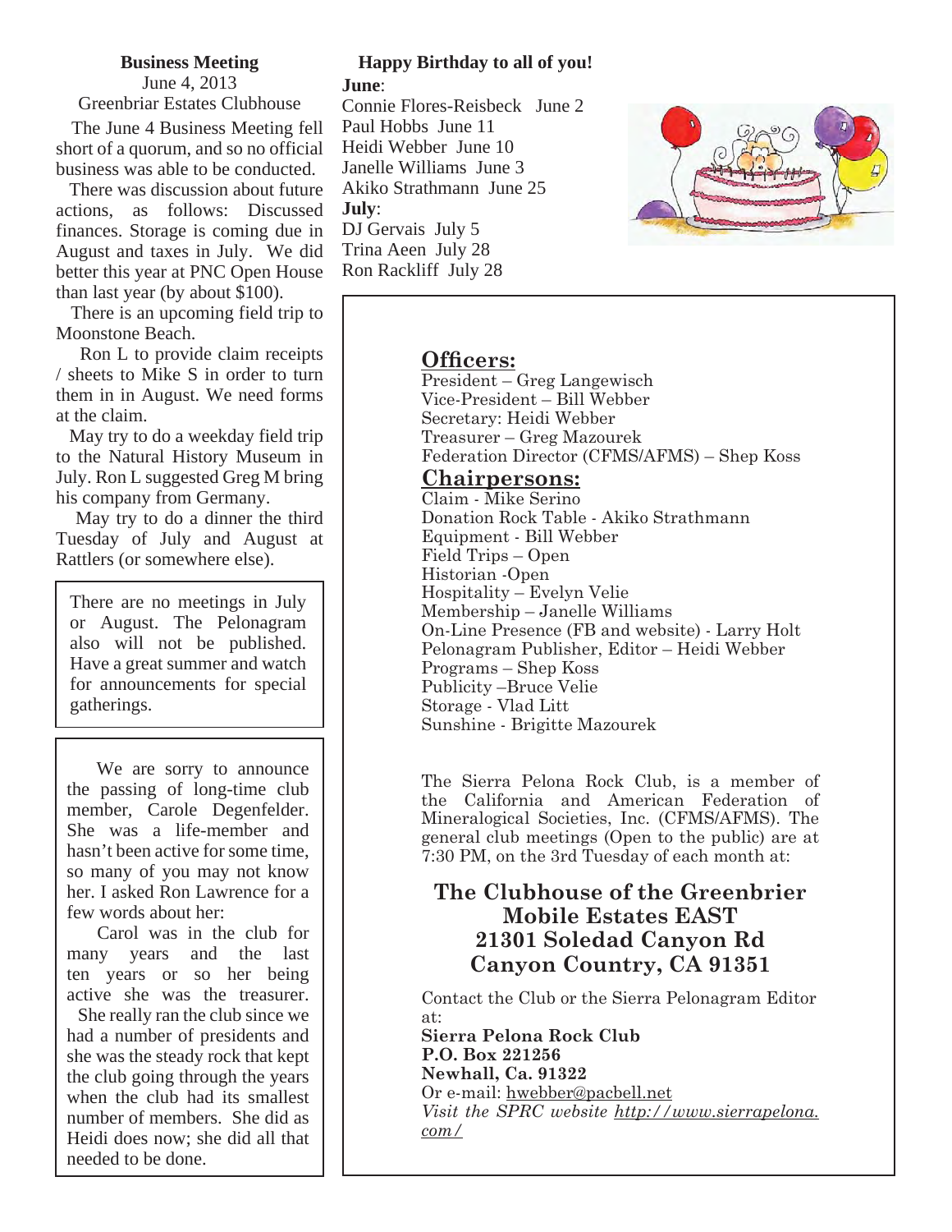**Business Meeting**

June 4, 2013

Greenbriar Estates Clubhouse

The June 4 Business Meeting fell short of a quorum, and so no official business was able to be conducted.

There was discussion about future actions, as follows: Discussed finances. Storage is coming due in August and taxes in July. We did better this year at PNC Open House than last year (by about $100).

There is an upcoming field trip to Moonstone Beach.

Ron L to provide claim receipts / sheets to Mike S in order to turn them in in August. We need forms at the claim.

May try to do a weekday field trip to the Natural History Museum in July. Ron L suggested Greg M bring his company from Germany.

May try to do a dinner the third Tuesday of July and August at Rattlers (or somewhere else).

There are no meetings in July or August. The Pelonagram also will not be published. Have a great summer and watch for announcements for special gatherings.

We are sorry to announce the passing of long-time club member, Carole Degenfelder. She was a life-member and hasn't been active for some time, so many of you may not know her. I asked Ron Lawrence for a few words about her:

Carol was in the club for many years and the last ten years or so her being active she was the treasurer. She really ran the club since we had a number of presidents and she was the steady rock that kept the club going through the years when the club had its smallest number of members. She did as Heidi does now; she did all that needed to be done.

**Happy Birthday to all of you!**

**June**:

Connie Flores-Reisbeck June 2
Paul Hobbs June 11
Heidi Webber June 10
Janelle Williams June 3
Akiko Strathmann June 25

**July**:

DJ Gervais July 5
Trina Aeen July 28
Ron Rackliff July 28

## Officers:

President – Greg Langewisch
Vice-President – Bill Webber
Secretary: Heidi Webber
Treasurer – Greg Mazourek
Federation Director (CFMS/AFMS) – Shep Koss

## Chairpersons:

Claim - Mike Serino
Donation Rock Table - Akiko Strathmann
Equipment - Bill Webber
Field Trips – Open
Historian -Open
Hospitality – Evelyn Velie
Membership – Janelle Williams
On-Line Presence (FB and website) - Larry Holt
Pelonagram Publisher, Editor – Heidi Webber
Programs – Shep Koss
Publicity –Bruce Velie
Storage - Vlad Litt
Sunshine - Brigitte Mazourek

The Sierra Pelona Rock Club, is a member of the California and American Federation of Mineralogical Societies, Inc. (CFMS/AFMS). The general club meetings (Open to the public) are at 7:30 PM, on the 3rd Tuesday of each month at:

**The Clubhouse of the Greenbrier Mobile Estates EAST 21301 Soledad Canyon Rd Canyon Country, CA 91351**

Contact the Club or the Sierra Pelonagram Editor at:

**Sierra Pelona Rock Club**
**P.O. Box 221256**
**Newhall, Ca. 91322**
Or e-mail: hwebber@pacbell.net
*Visit the SPRC website http://www.sierrapelona.com/*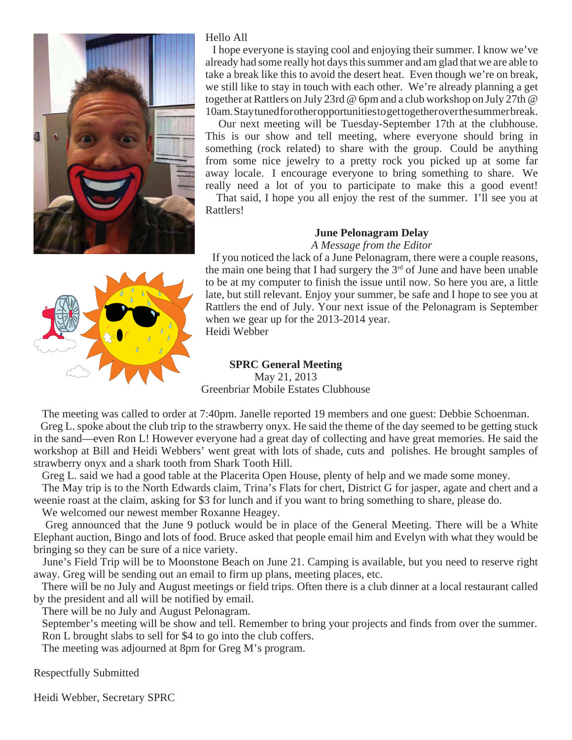Hello All

I hope everyone is staying cool and enjoying their summer. I know we've already had some really hot days this summer and am glad that we are able to take a break like this to avoid the desert heat. Even though we're on break, we still like to stay in touch with each other. We're already planning a get together at Rattlers on July 23rd @ 6pm and a club workshop on July 27th @ 10am. Stay tuned for other opportunities to get together over the summer break.

Our next meeting will be Tuesday-September 17th at the clubhouse. This is our show and tell meeting, where everyone should bring in something (rock related) to share with the group. Could be anything from some nice jewelry to a pretty rock you picked up at some far away locale. I encourage everyone to bring something to share. We really need a lot of you to participate to make this a good event!

That said, I hope you all enjoy the rest of the summer. I'll see you at Rattlers!

**June Pelonagram Delay**

*A Message from the Editor*

If you noticed the lack of a June Pelonagram, there were a couple reasons, the main one being that I had surgery the 3rd of June and have been unable to be at my computer to finish the issue until now. So here you are, a little late, but still relevant. Enjoy your summer, be safe and I hope to see you at Rattlers the end of July. Your next issue of the Pelonagram is September when we gear up for the 2013-2014 year.

Heidi Webber

**SPRC General Meeting**

May 21, 2013

Greenbriar Mobile Estates Clubhouse

The meeting was called to order at 7:40pm. Janelle reported 19 members and one guest: Debbie Schoenman.

Greg L. spoke about the club trip to the strawberry onyx. He said the theme of the day seemed to be getting stuck in the sand—even Ron L! However everyone had a great day of collecting and have great memories. He said the workshop at Bill and Heidi Webbers' went great with lots of shade, cuts and polishes. He brought samples of strawberry onyx and a shark tooth from Shark Tooth Hill.

Greg L. said we had a good table at the Placerita Open House, plenty of help and we made some money.

The May trip is to the North Edwards claim, Trina's Flats for chert, District G for jasper, agate and chert and a weenie roast at the claim, asking for $3 for lunch and if you want to bring something to share, please do.

We welcomed our newest member Roxanne Heagey.

Greg announced that the June 9 potluck would be in place of the General Meeting. There will be a White Elephant auction, Bingo and lots of food. Bruce asked that people email him and Evelyn with what they would be bringing so they can be sure of a nice variety.

June's Field Trip will be to Moonstone Beach on June 21. Camping is available, but you need to reserve right away. Greg will be sending out an email to firm up plans, meeting places, etc.

There will be no July and August meetings or field trips. Often there is a club dinner at a local restaurant called by the president and all will be notified by email.

There will be no July and August Pelonagram.

September's meeting will be show and tell. Remember to bring your projects and finds from over the summer.

Ron L brought slabs to sell for $4 to go into the club coffers.

The meeting was adjourned at 8pm for Greg M's program.

Respectfully Submitted

Heidi Webber, Secretary SPRC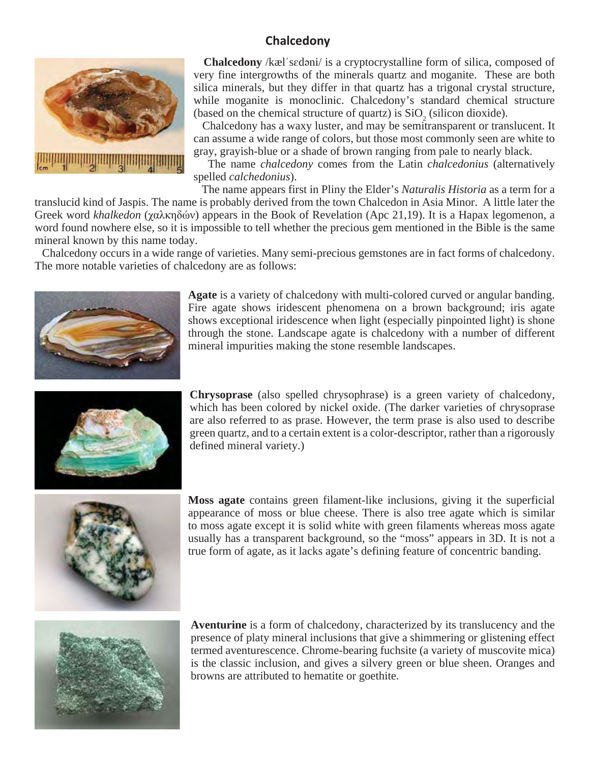# Chalcedony

**Chalcedony** /kælˈsɛdəni/ is a cryptocrystalline form of silica, composed of very fine intergrowths of the minerals quartz and moganite. These are both silica minerals, but they differ in that quartz has a trigonal crystal structure, while moganite is monoclinic. Chalcedony's standard chemical structure (based on the chemical structure of quartz) is $SiO_2$ (silicon dioxide).

Chalcedony has a waxy luster, and may be semitransparent or translucent. It can assume a wide range of colors, but those most commonly seen are white to gray, grayish-blue or a shade of brown ranging from pale to nearly black.

The name *chalcedony* comes from the Latin *chalcedonius* (alternatively spelled *calchedonius*).

The name appears first in Pliny the Elder's *Naturalis Historia* as a term for a translucid kind of Jaspis. The name is probably derived from the town Chalcedon in Asia Minor. A little later the Greek word *khalkedon* (χαλκηδών) appears in the Book of Revelation (Apc 21,19). It is a Hapax legomenon, a word found nowhere else, so it is impossible to tell whether the precious gem mentioned in the Bible is the same mineral known by this name today.

Chalcedony occurs in a wide range of varieties. Many semi-precious gemstones are in fact forms of chalcedony. The more notable varieties of chalcedony are as follows:

**Agate** is a variety of chalcedony with multi-colored curved or angular banding. Fire agate shows iridescent phenomena on a brown background; iris agate shows exceptional iridescence when light (especially pinpointed light) is shone through the stone. Landscape agate is chalcedony with a number of different mineral impurities making the stone resemble landscapes.

**Chrysoprase** (also spelled chrysophrase) is a green variety of chalcedony, which has been colored by nickel oxide. (The darker varieties of chrysoprase are also referred to as prase. However, the term prase is also used to describe green quartz, and to a certain extent is a color-descriptor, rather than a rigorously defined mineral variety.)

**Moss agate** contains green filament-like inclusions, giving it the superficial appearance of moss or blue cheese. There is also tree agate which is similar to moss agate except it is solid white with green filaments whereas moss agate usually has a transparent background, so the "moss" appears in 3D. It is not a true form of agate, as it lacks agate's defining feature of concentric banding.

**Aventurine** is a form of chalcedony, characterized by its translucency and the presence of platy mineral inclusions that give a shimmering or glistening effect termed aventurescence. Chrome-bearing fuchsite (a variety of muscovite mica) is the classic inclusion, and gives a silvery green or blue sheen. Oranges and browns are attributed to hematite or goethite.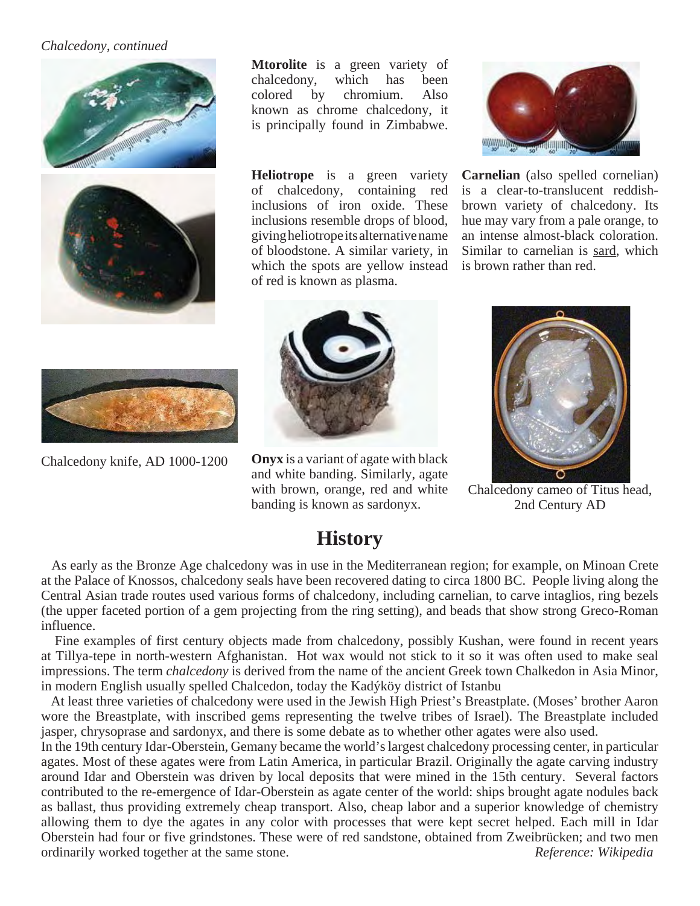*Chalcedony, continued*

**Mtorolite** is a green variety of chalcedony, which has been colored by chromium. Also known as chrome chalcedony, it is principally found in Zimbabwe.

**Heliotrope** is a green variety of chalcedony, containing red inclusions of iron oxide. These inclusions resemble drops of blood, giving heliotrope its alternative name of bloodstone. A similar variety, in which the spots are yellow instead of red is known as plasma.

**Carnelian** (also spelled cornelian) is a clear-to-translucent reddish-brown variety of chalcedony. Its hue may vary from a pale orange, to an intense almost-black coloration. Similar to carnelian is sard, which is brown rather than red.

Chalcedony knife, AD 1000-1200

**Onyx** is a variant of agate with black and white banding. Similarly, agate with brown, orange, red and white banding is known as sardonyx.

Chalcedony cameo of Titus head, 2nd Century AD

## History

As early as the Bronze Age chalcedony was in use in the Mediterranean region; for example, on Minoan Crete at the Palace of Knossos, chalcedony seals have been recovered dating to circa 1800 BC. People living along the Central Asian trade routes used various forms of chalcedony, including carnelian, to carve intaglios, ring bezels (the upper faceted portion of a gem projecting from the ring setting), and beads that show strong Greco-Roman influence.

Fine examples of first century objects made from chalcedony, possibly Kushan, were found in recent years at Tillya-tepe in north-western Afghanistan. Hot wax would not stick to it so it was often used to make seal impressions. The term *chalcedony* is derived from the name of the ancient Greek town Chalkedon in Asia Minor, in modern English usually spelled Chalcedon, today the Kadýköy district of Istanbu

At least three varieties of chalcedony were used in the Jewish High Priest's Breastplate. (Moses' brother Aaron wore the Breastplate, with inscribed gems representing the twelve tribes of Israel). The Breastplate included jasper, chrysoprase and sardonyx, and there is some debate as to whether other agates were also used.

In the 19th century Idar-Oberstein, Gemany became the world's largest chalcedony processing center, in particular agates. Most of these agates were from Latin America, in particular Brazil. Originally the agate carving industry around Idar and Oberstein was driven by local deposits that were mined in the 15th century. Several factors contributed to the re-emergence of Idar-Oberstein as agate center of the world: ships brought agate nodules back as ballast, thus providing extremely cheap transport. Also, cheap labor and a superior knowledge of chemistry allowing them to dye the agates in any color with processes that were kept secret helped. Each mill in Idar Oberstein had four or five grindstones. These were of red sandstone, obtained from Zweibrücken; and two men ordinarily worked together at the same stone.

*Reference: Wikipedia*